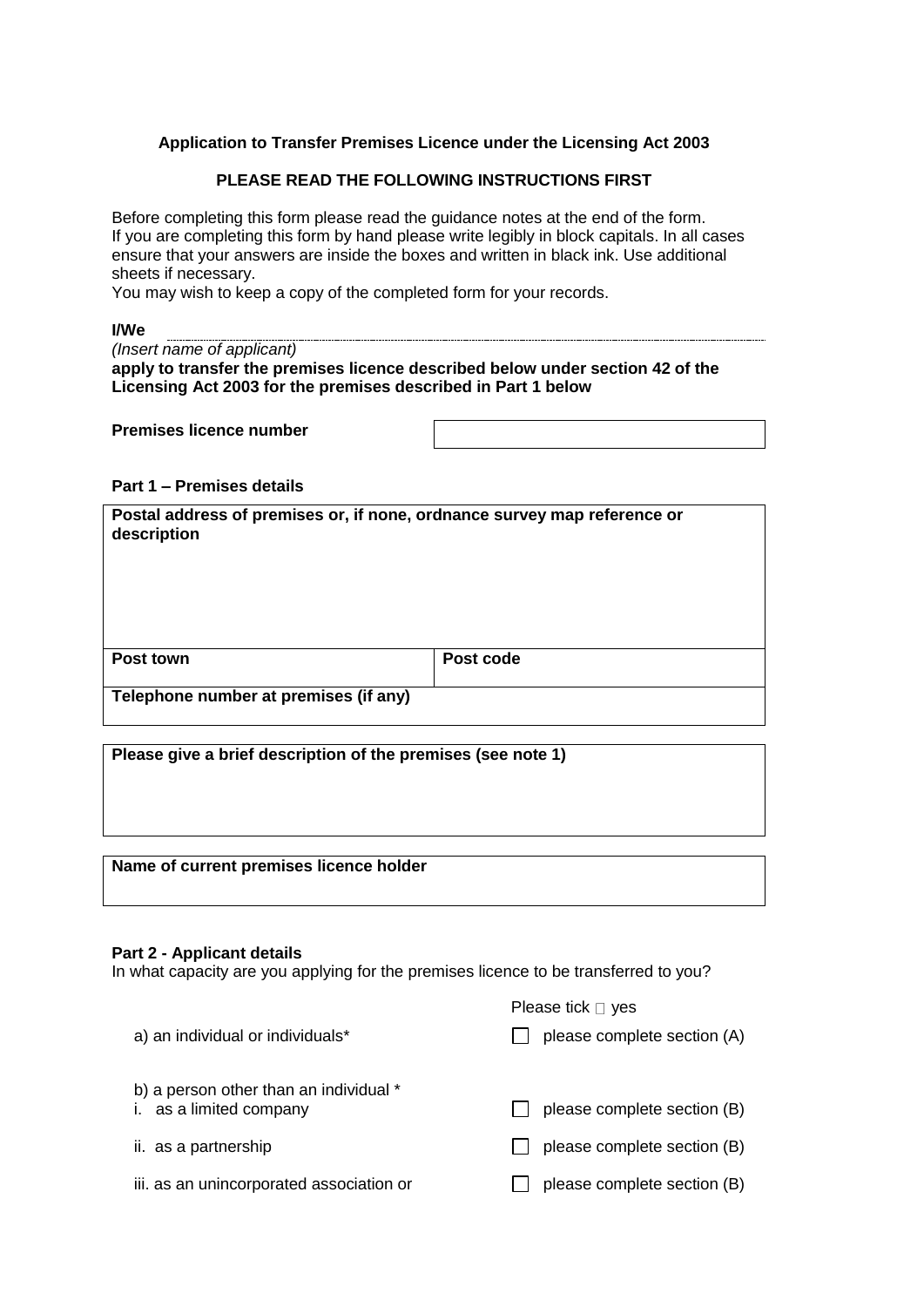**Application to Transfer Premises Licence under the Licensing Act 2003**

**PLEASE READ THE FOLLOWING INSTRUCTIONS FIRST**

Before completing this form please read the guidance notes at the end of the form.
If you are completing this form by hand please write legibly in block capitals. In all cases ensure that your answers are inside the boxes and written in black ink. Use additional sheets if necessary.
You may wish to keep a copy of the completed form for your records.

**I/We** ..............................................................................................................................

*(Insert name of applicant)*

**apply to transfer the premises licence described below under section 42 of the Licensing Act 2003 for the premises described in Part 1 below**

| **Premises licence number** | |
|---|---|

**Part 1 – Premises details**

| **Postal address of premises or, if none, ordnance survey map reference or description** | |
|---|---|
| **Post town** | **Post code** |
| **Telephone number at premises (if any)** | |

| **Please give a brief description of the premises (see note 1)** |
|---|

| **Name of current premises licence holder** |
|---|

**Part 2 - Applicant details**

In what capacity are you applying for the premises licence to be transferred to you?

| | Please tick ☐ yes |
|---|---|
| a) an individual or individuals* | ☐ please complete section (A) |
| b) a person other than an individual * | |
| i. as a limited company | ☐ please complete section (B) |
| ii. as a partnership | ☐ please complete section (B) |
| iii. as an unincorporated association or | ☐ please complete section (B) |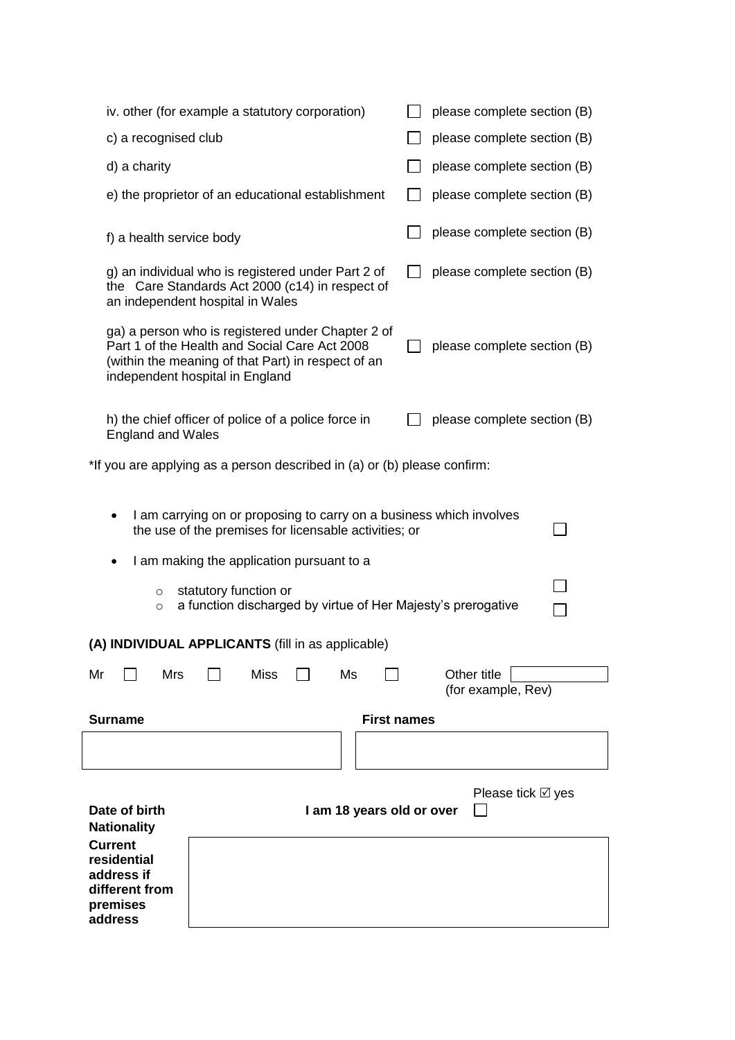| | | |
|---|---|---|
| iv. other (for example a statutory corporation) | ☐ | please complete section (B) |
| c) a recognised club | ☐ | please complete section (B) |
| d) a charity | ☐ | please complete section (B) |
| e) the proprietor of an educational establishment | ☐ | please complete section (B) |
| f) a health service body | ☐ | please complete section (B) |
| g) an individual who is registered under Part 2 of the Care Standards Act 2000 (c14) in respect of an independent hospital in Wales | ☐ | please complete section (B) |
| ga) a person who is registered under Chapter 2 of Part 1 of the Health and Social Care Act 2008 (within the meaning of that Part) in respect of an independent hospital in England | ☐ | please complete section (B) |
| h) the chief officer of police of a police force in England and Wales | ☐ | please complete section (B) |

*If you are applying as a person described in (a) or (b) please confirm:

- I am carrying on or proposing to carry on a business which involves the use of the premises for licensable activities; or ☐
- I am making the application pursuant to a
  - statutory function or ☐
  - a function discharged by virtue of Her Majesty's prerogative ☐

**(A) INDIVIDUAL APPLICANTS** (fill in as applicable)

Mr ☐ Mrs ☐ Miss ☐ Ms ☐ Other title (for example, Rev) ☐

| **Surname** | **First names** |
|---|---|
| | |

**Date of birth**

**I am 18 years old or over** Please tick ☑ yes ☐

**Nationality**

| **Current residential address if different from premises address** | |
|---|---|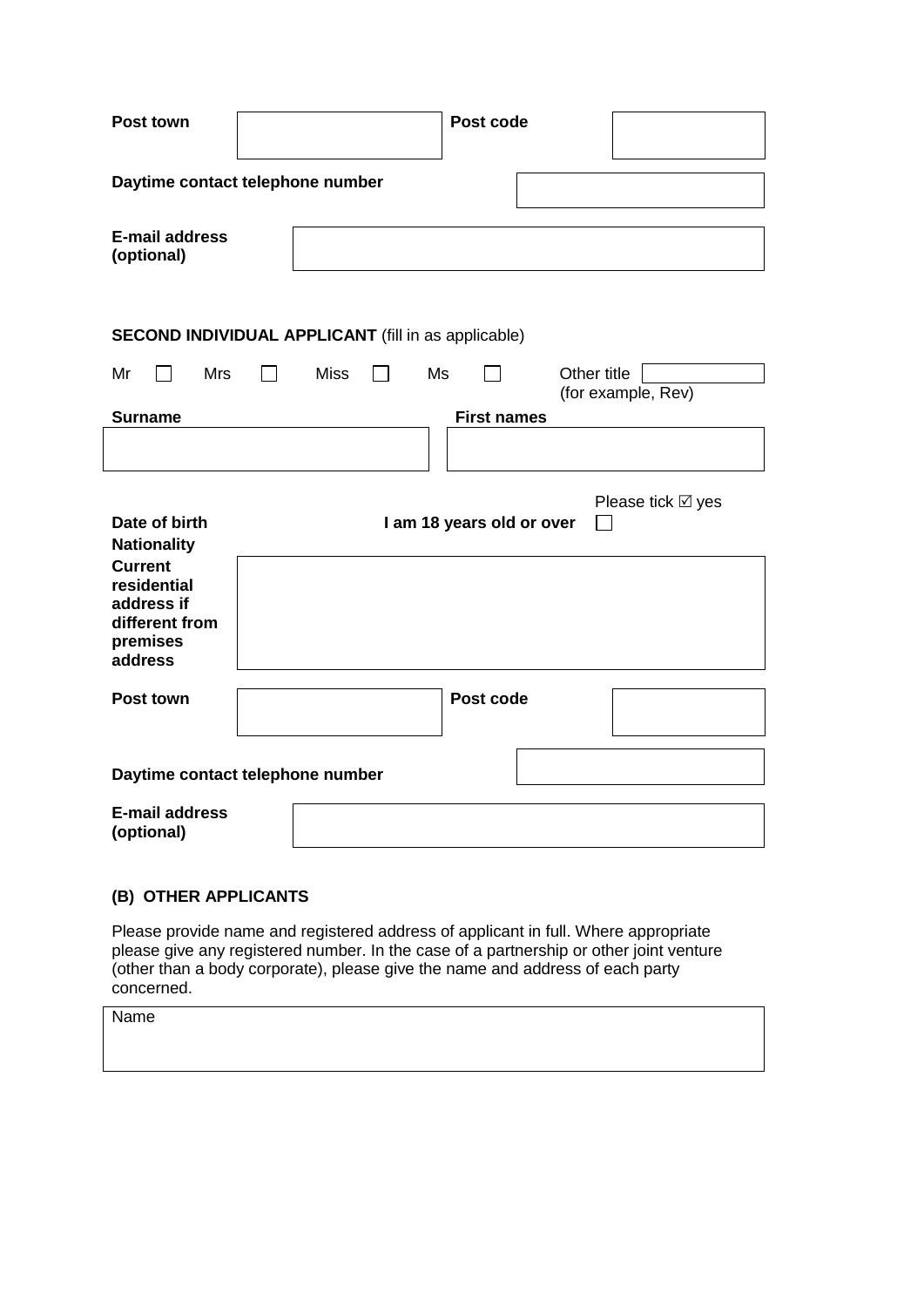**Post town** | **Post code**

**Daytime contact telephone number**

**E-mail address (optional)**

**SECOND INDIVIDUAL APPLICANT** (fill in as applicable)

Mr ☐ Mrs ☐ Miss ☐ Ms ☐ Other title (for example, Rev)

**Surname** | **First names**

**Date of birth**

**I am 18 years old or over** ☐ Please tick ☑ yes

**Nationality**

**Current residential address if different from premises address**

**Post town** | **Post code**

**Daytime contact telephone number**

**E-mail address (optional)**

**(B) OTHER APPLICANTS**

Please provide name and registered address of applicant in full. Where appropriate please give any registered number. In the case of a partnership or other joint venture (other than a body corporate), please give the name and address of each party concerned.

Name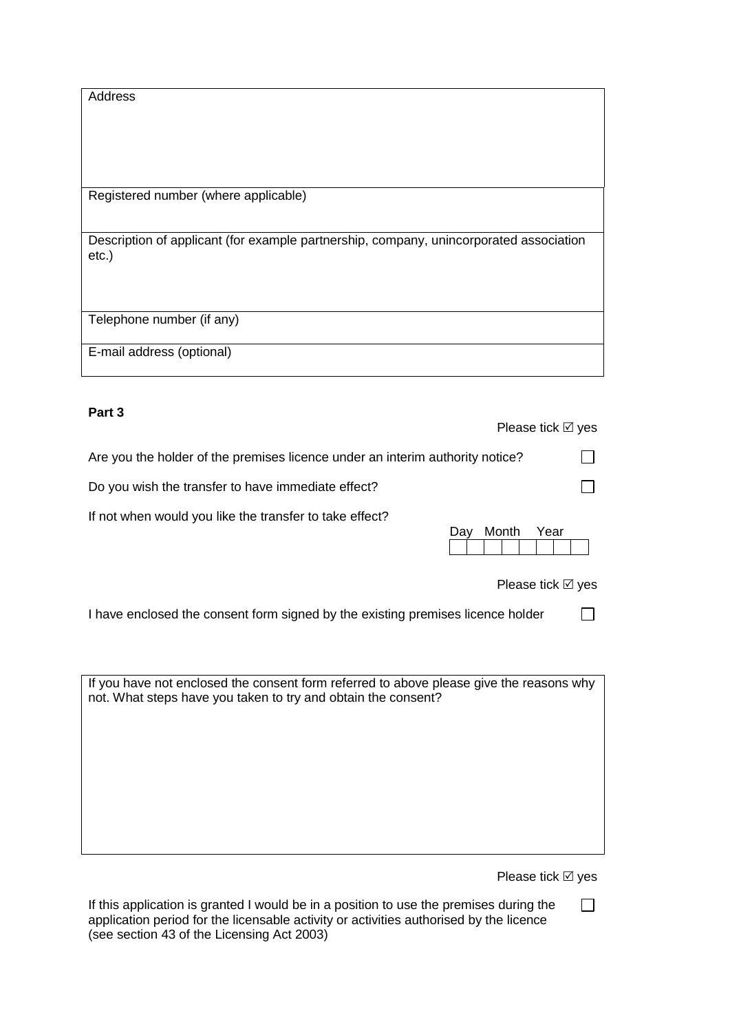| Address |
| --- |
| Registered number (where applicable) |
| Description of applicant (for example partnership, company, unincorporated association etc.) |
| Telephone number (if any) |
| E-mail address (optional) |

**Part 3**

| | Please tick ☑ yes |
| --- | --- |
| Are you the holder of the premises licence under an interim authority notice? | ☐ |
| Do you wish the transfer to have immediate effect? | ☐ |

If not when would you like the transfer to take effect?

| Day | | Month | | Year | | | |
| --- | --- | --- | --- | --- | --- | --- | --- |
| | | | | | | | |

| | Please tick ☑ yes |
| --- | --- |
| I have enclosed the consent form signed by the existing premises licence holder | ☐ |

| If you have not enclosed the consent form referred to above please give the reasons why not. What steps have you taken to try and obtain the consent? |
| --- |
| |

| | Please tick ☑ yes |
| --- | --- |
| If this application is granted I would be in a position to use the premises during the application period for the licensable activity or activities authorised by the licence (see section 43 of the Licensing Act 2003) | ☐ |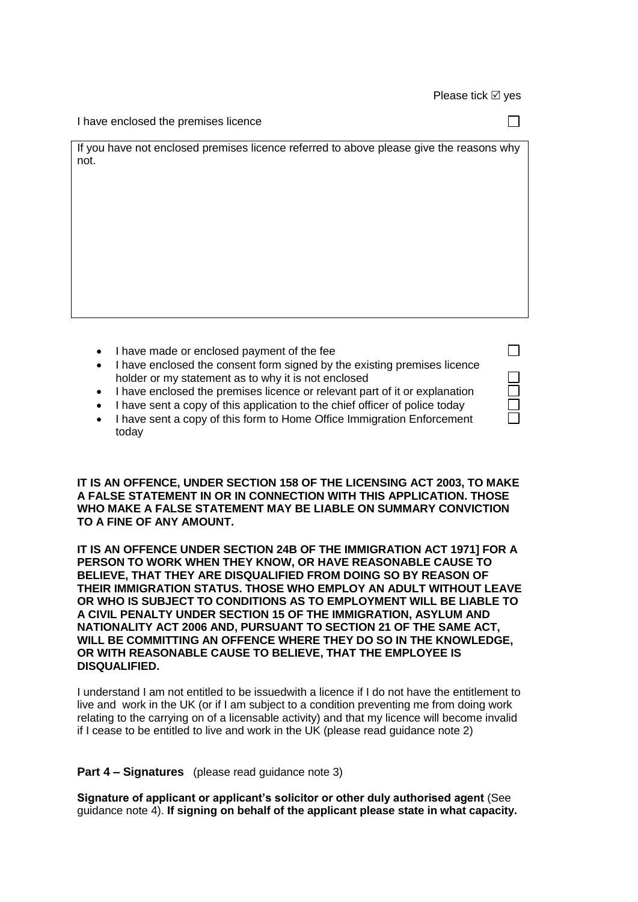Please tick ☑ yes

I have enclosed the premises licence ☐

| If you have not enclosed premises licence referred to above please give the reasons why not. |
| --- |
| |

- I have made or enclosed payment of the fee ☐
- I have enclosed the consent form signed by the existing premises licence holder or my statement as to why it is not enclosed ☐
- I have enclosed the premises licence or relevant part of it or explanation ☐
- I have sent a copy of this application to the chief officer of police today ☐
- I have sent a copy of this form to Home Office Immigration Enforcement today ☐

**IT IS AN OFFENCE, UNDER SECTION 158 OF THE LICENSING ACT 2003, TO MAKE A FALSE STATEMENT IN OR IN CONNECTION WITH THIS APPLICATION. THOSE WHO MAKE A FALSE STATEMENT MAY BE LIABLE ON SUMMARY CONVICTION TO A FINE OF ANY AMOUNT.**

**IT IS AN OFFENCE UNDER SECTION 24B OF THE IMMIGRATION ACT 1971] FOR A PERSON TO WORK WHEN THEY KNOW, OR HAVE REASONABLE CAUSE TO BELIEVE, THAT THEY ARE DISQUALIFIED FROM DOING SO BY REASON OF THEIR IMMIGRATION STATUS. THOSE WHO EMPLOY AN ADULT WITHOUT LEAVE OR WHO IS SUBJECT TO CONDITIONS AS TO EMPLOYMENT WILL BE LIABLE TO A CIVIL PENALTY UNDER SECTION 15 OF THE IMMIGRATION, ASYLUM AND NATIONALITY ACT 2006 AND, PURSUANT TO SECTION 21 OF THE SAME ACT, WILL BE COMMITTING AN OFFENCE WHERE THEY DO SO IN THE KNOWLEDGE, OR WITH REASONABLE CAUSE TO BELIEVE, THAT THE EMPLOYEE IS DISQUALIFIED.**

I understand I am not entitled to be issuedwith a licence if I do not have the entitlement to live and work in the UK (or if I am subject to a condition preventing me from doing work relating to the carrying on of a licensable activity) and that my licence will become invalid if I cease to be entitled to live and work in the UK (please read guidance note 2)

**Part 4 – Signatures** (please read guidance note 3)

**Signature of applicant or applicant's solicitor or other duly authorised agent** (See guidance note 4). **If signing on behalf of the applicant please state in what capacity.**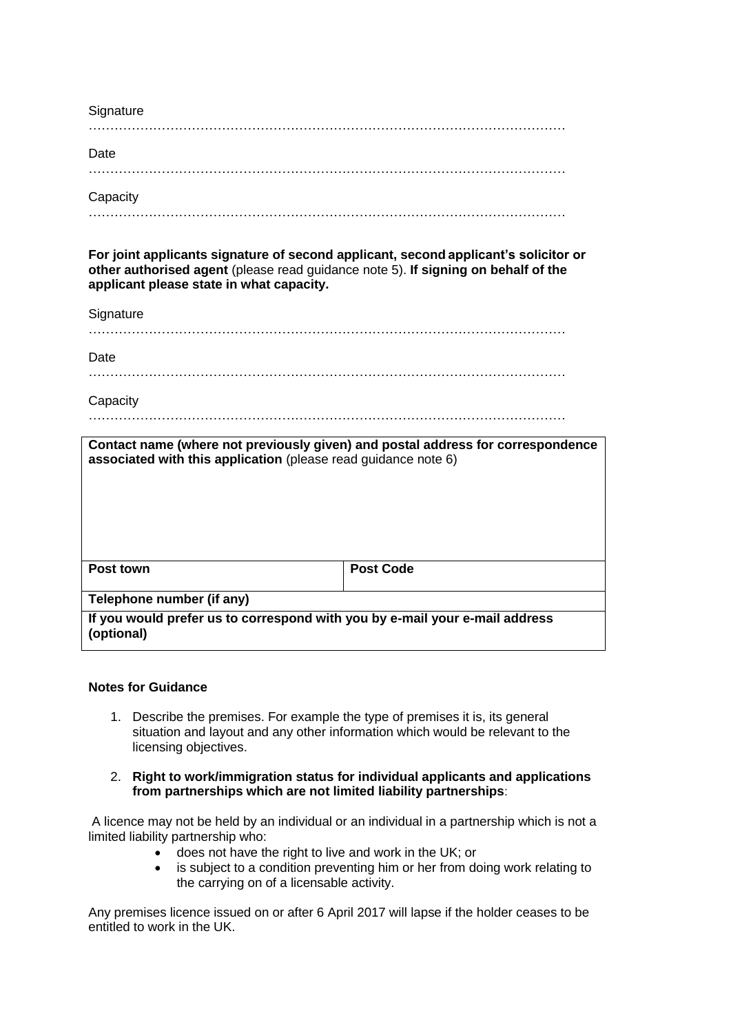Signature

……………………………………………………………………………………………………

Date

……………………………………………………………………………………………………

Capacity

……………………………………………………………………………………………………

**For joint applicants signature of second applicant, second applicant's solicitor or other authorised agent** (please read guidance note 5). **If signing on behalf of the applicant please state in what capacity.**

Signature

……………………………………………………………………………………………………

Date

……………………………………………………………………………………………………

Capacity

……………………………………………………………………………………………………

| **Contact name (where not previously given) and postal address for correspondence associated with this application** (please read guidance note 6) | |
|---|---|
| **Post town** | **Post Code** |
| **Telephone number (if any)** | |
| **If you would prefer us to correspond with you by e-mail your e-mail address (optional)** | |

**Notes for Guidance**

1. Describe the premises. For example the type of premises it is, its general situation and layout and any other information which would be relevant to the licensing objectives.

2. **Right to work/immigration status for individual applicants and applications from partnerships which are not limited liability partnerships**:

A licence may not be held by an individual or an individual in a partnership which is not a limited liability partnership who:

- does not have the right to live and work in the UK; or
- is subject to a condition preventing him or her from doing work relating to the carrying on of a licensable activity.

Any premises licence issued on or after 6 April 2017 will lapse if the holder ceases to be entitled to work in the UK.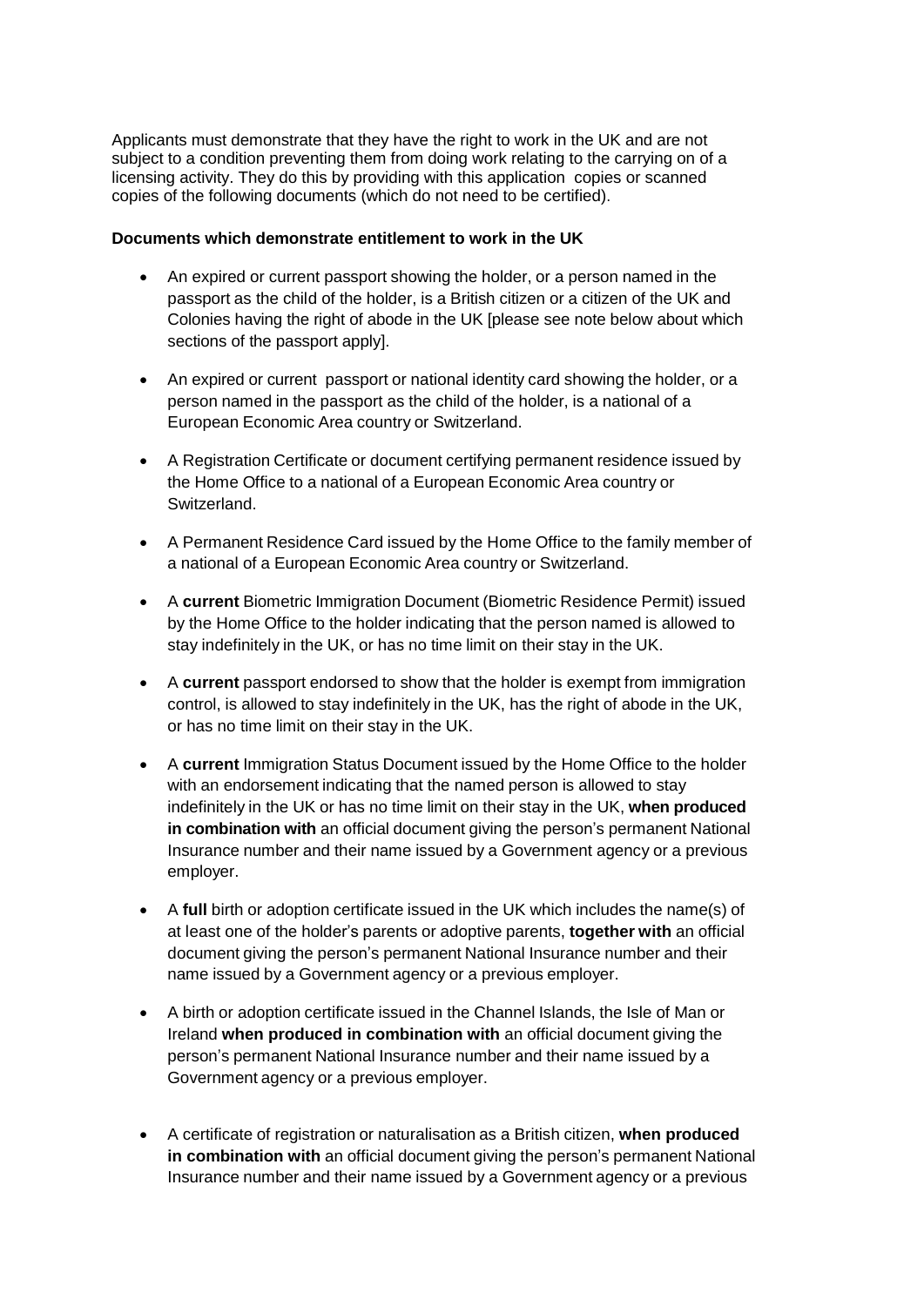Applicants must demonstrate that they have the right to work in the UK and are not subject to a condition preventing them from doing work relating to the carrying on of a licensing activity. They do this by providing with this application copies or scanned copies of the following documents (which do not need to be certified).

**Documents which demonstrate entitlement to work in the UK**

- An expired or current passport showing the holder, or a person named in the passport as the child of the holder, is a British citizen or a citizen of the UK and Colonies having the right of abode in the UK [please see note below about which sections of the passport apply].
- An expired or current passport or national identity card showing the holder, or a person named in the passport as the child of the holder, is a national of a European Economic Area country or Switzerland.
- A Registration Certificate or document certifying permanent residence issued by the Home Office to a national of a European Economic Area country or Switzerland.
- A Permanent Residence Card issued by the Home Office to the family member of a national of a European Economic Area country or Switzerland.
- A **current** Biometric Immigration Document (Biometric Residence Permit) issued by the Home Office to the holder indicating that the person named is allowed to stay indefinitely in the UK, or has no time limit on their stay in the UK.
- A **current** passport endorsed to show that the holder is exempt from immigration control, is allowed to stay indefinitely in the UK, has the right of abode in the UK, or has no time limit on their stay in the UK.
- A **current** Immigration Status Document issued by the Home Office to the holder with an endorsement indicating that the named person is allowed to stay indefinitely in the UK or has no time limit on their stay in the UK, **when produced in combination with** an official document giving the person's permanent National Insurance number and their name issued by a Government agency or a previous employer.
- A **full** birth or adoption certificate issued in the UK which includes the name(s) of at least one of the holder's parents or adoptive parents, **together with** an official document giving the person's permanent National Insurance number and their name issued by a Government agency or a previous employer.
- A birth or adoption certificate issued in the Channel Islands, the Isle of Man or Ireland **when produced in combination with** an official document giving the person's permanent National Insurance number and their name issued by a Government agency or a previous employer.
- A certificate of registration or naturalisation as a British citizen, **when produced in combination with** an official document giving the person's permanent National Insurance number and their name issued by a Government agency or a previous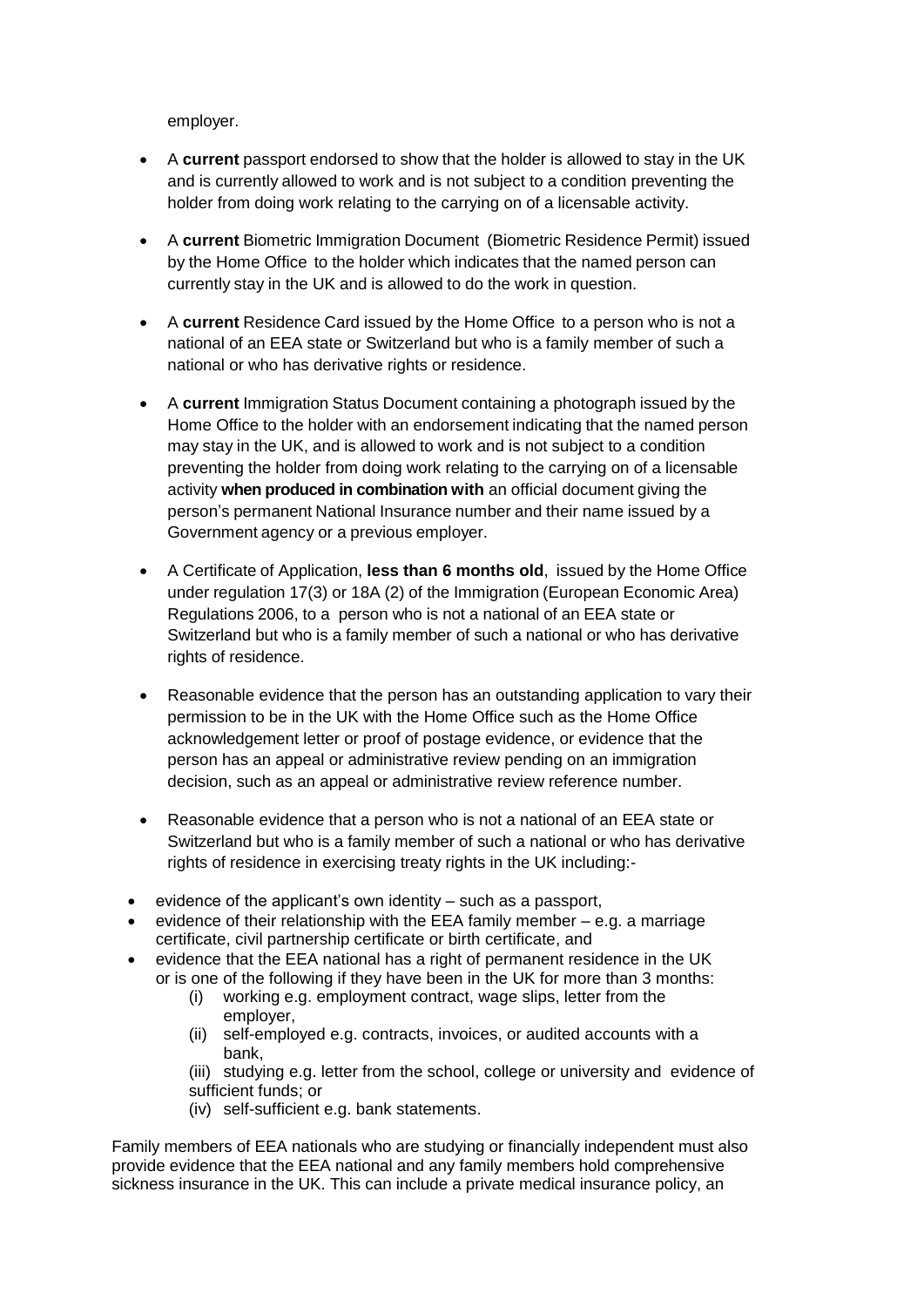employer.

- A **current** passport endorsed to show that the holder is allowed to stay in the UK and is currently allowed to work and is not subject to a condition preventing the holder from doing work relating to the carrying on of a licensable activity.

- A **current** Biometric Immigration Document (Biometric Residence Permit) issued by the Home Office to the holder which indicates that the named person can currently stay in the UK and is allowed to do the work in question.

- A **current** Residence Card issued by the Home Office to a person who is not a national of an EEA state or Switzerland but who is a family member of such a national or who has derivative rights or residence.

- A **current** Immigration Status Document containing a photograph issued by the Home Office to the holder with an endorsement indicating that the named person may stay in the UK, and is allowed to work and is not subject to a condition preventing the holder from doing work relating to the carrying on of a licensable activity **when produced in combination with** an official document giving the person's permanent National Insurance number and their name issued by a Government agency or a previous employer.

- A Certificate of Application, **less than 6 months old**, issued by the Home Office under regulation 17(3) or 18A (2) of the Immigration (European Economic Area) Regulations 2006, to a person who is not a national of an EEA state or Switzerland but who is a family member of such a national or who has derivative rights of residence.

- Reasonable evidence that the person has an outstanding application to vary their permission to be in the UK with the Home Office such as the Home Office acknowledgement letter or proof of postage evidence, or evidence that the person has an appeal or administrative review pending on an immigration decision, such as an appeal or administrative review reference number.

- Reasonable evidence that a person who is not a national of an EEA state or Switzerland but who is a family member of such a national or who has derivative rights of residence in exercising treaty rights in the UK including:-

- evidence of the applicant's own identity – such as a passport,
- evidence of their relationship with the EEA family member – e.g. a marriage certificate, civil partnership certificate or birth certificate, and
- evidence that the EEA national has a right of permanent residence in the UK or is one of the following if they have been in the UK for more than 3 months:
  - (i) working e.g. employment contract, wage slips, letter from the employer,
  - (ii) self-employed e.g. contracts, invoices, or audited accounts with a bank,
  - (iii) studying e.g. letter from the school, college or university and evidence of sufficient funds; or
  - (iv) self-sufficient e.g. bank statements.

Family members of EEA nationals who are studying or financially independent must also provide evidence that the EEA national and any family members hold comprehensive sickness insurance in the UK. This can include a private medical insurance policy, an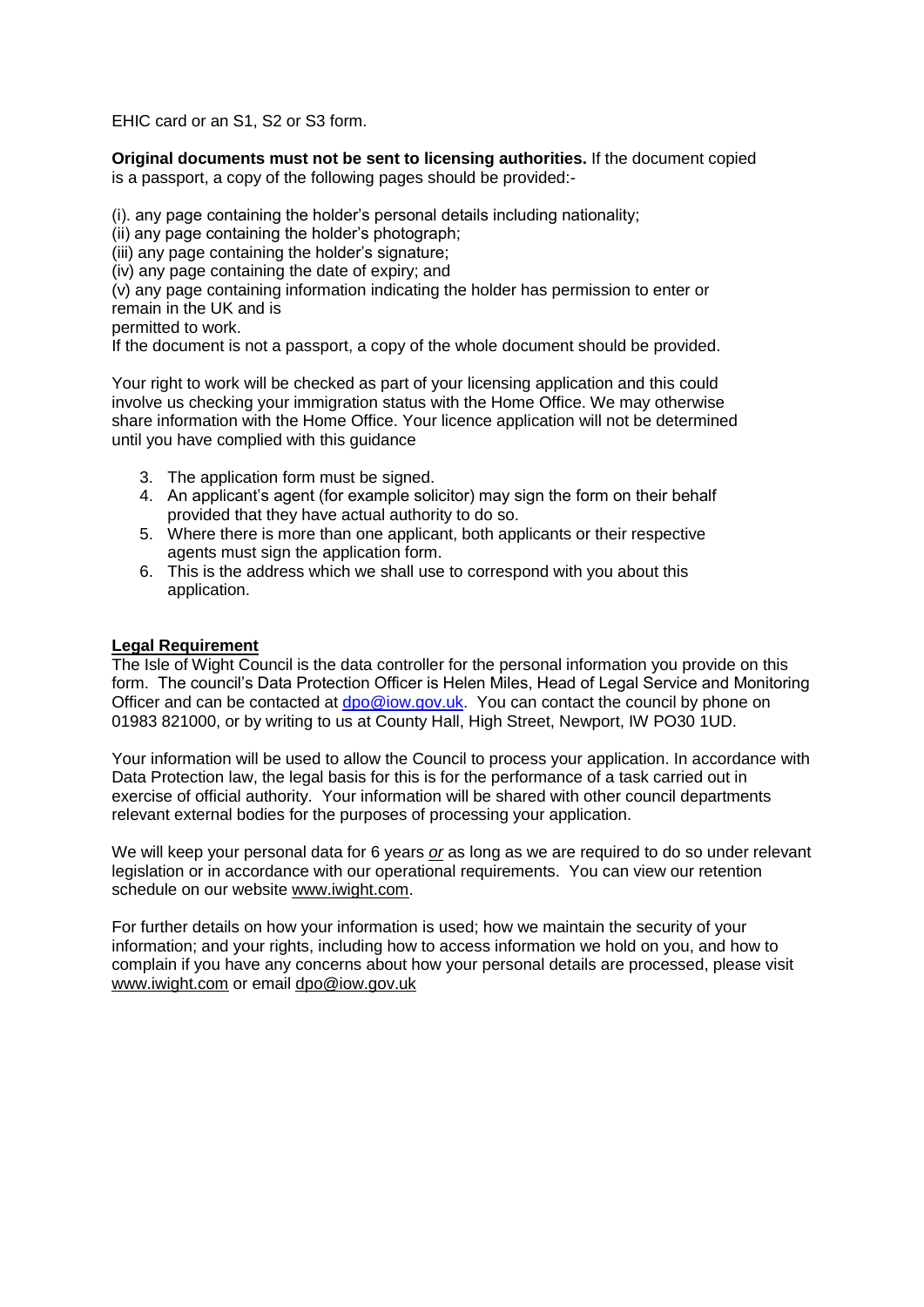EHIC card or an S1, S2 or S3 form.

**Original documents must not be sent to licensing authorities.** If the document copied is a passport, a copy of the following pages should be provided:-

(i). any page containing the holder's personal details including nationality;
(ii) any page containing the holder's photograph;
(iii) any page containing the holder's signature;
(iv) any page containing the date of expiry; and
(v) any page containing information indicating the holder has permission to enter or remain in the UK and is
permitted to work.
If the document is not a passport, a copy of the whole document should be provided.

Your right to work will be checked as part of your licensing application and this could involve us checking your immigration status with the Home Office. We may otherwise share information with the Home Office. Your licence application will not be determined until you have complied with this guidance

3. The application form must be signed.
4. An applicant's agent (for example solicitor) may sign the form on their behalf provided that they have actual authority to do so.
5. Where there is more than one applicant, both applicants or their respective agents must sign the application form.
6. This is the address which we shall use to correspond with you about this application.

**Legal Requirement**

The Isle of Wight Council is the data controller for the personal information you provide on this form. The council's Data Protection Officer is Helen Miles, Head of Legal Service and Monitoring Officer and can be contacted at dpo@iow.gov.uk. You can contact the council by phone on 01983 821000, or by writing to us at County Hall, High Street, Newport, IW PO30 1UD.

Your information will be used to allow the Council to process your application. In accordance with Data Protection law, the legal basis for this is for the performance of a task carried out in exercise of official authority. Your information will be shared with other council departments relevant external bodies for the purposes of processing your application.

We will keep your personal data for 6 years *or* as long as we are required to do so under relevant legislation or in accordance with our operational requirements. You can view our retention schedule on our website www.iwight.com.

For further details on how your information is used; how we maintain the security of your information; and your rights, including how to access information we hold on you, and how to complain if you have any concerns about how your personal details are processed, please visit www.iwight.com or email dpo@iow.gov.uk